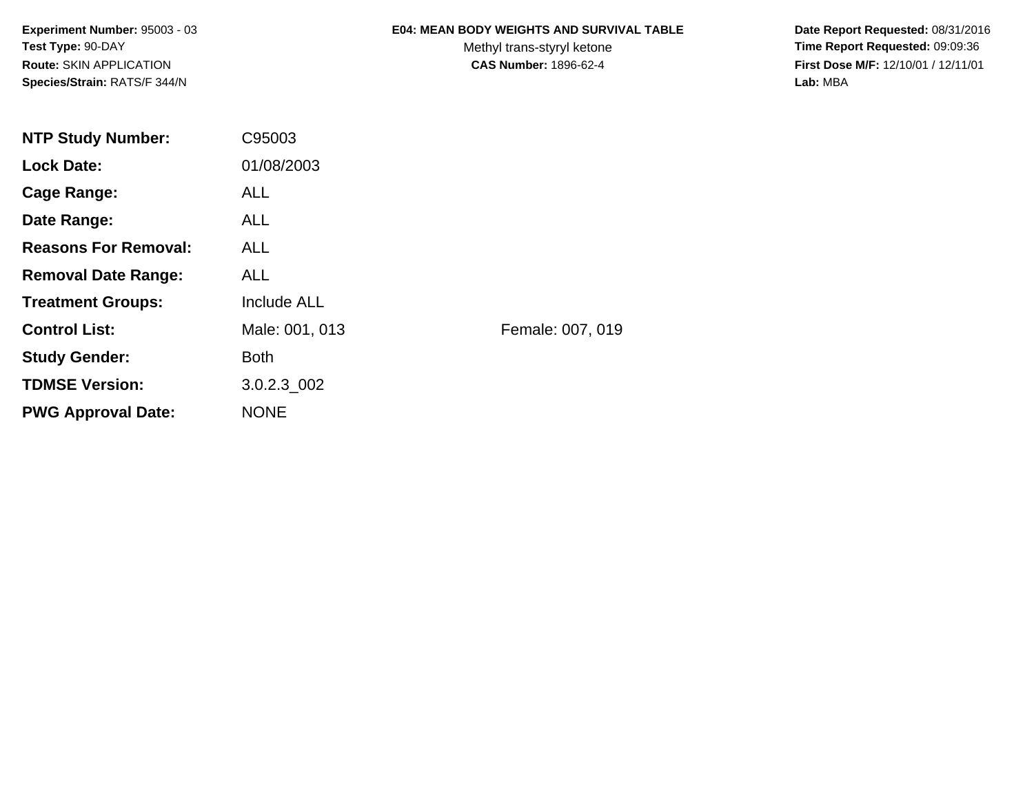**Experiment Number:** 95003 - 03
**Test Type:** 90-DAY
**Route:** SKIN APPLICATION
**Species/Strain:** RATS/F 344/N

**E04: MEAN BODY WEIGHTS AND SURVIVAL TABLE**
Methyl trans-styryl ketone
**CAS Number:** 1896-62-4

**Date Report Requested:** 08/31/2016
**Time Report Requested:** 09:09:36
**First Dose M/F:** 12/10/01 / 12/11/01
**Lab:** MBA

| | | |
|---|---|---|
| **NTP Study Number:** | C95003 | |
| **Lock Date:** | 01/08/2003 | |
| **Cage Range:** | ALL | |
| **Date Range:** | ALL | |
| **Reasons For Removal:** | ALL | |
| **Removal Date Range:** | ALL | |
| **Treatment Groups:** | Include ALL | |
| **Control List:** | Male: 001, 013 | Female: 007, 019 |
| **Study Gender:** | Both | |
| **TDMSE Version:** | 3.0.2.3_002 | |
| **PWG Approval Date:** | NONE | |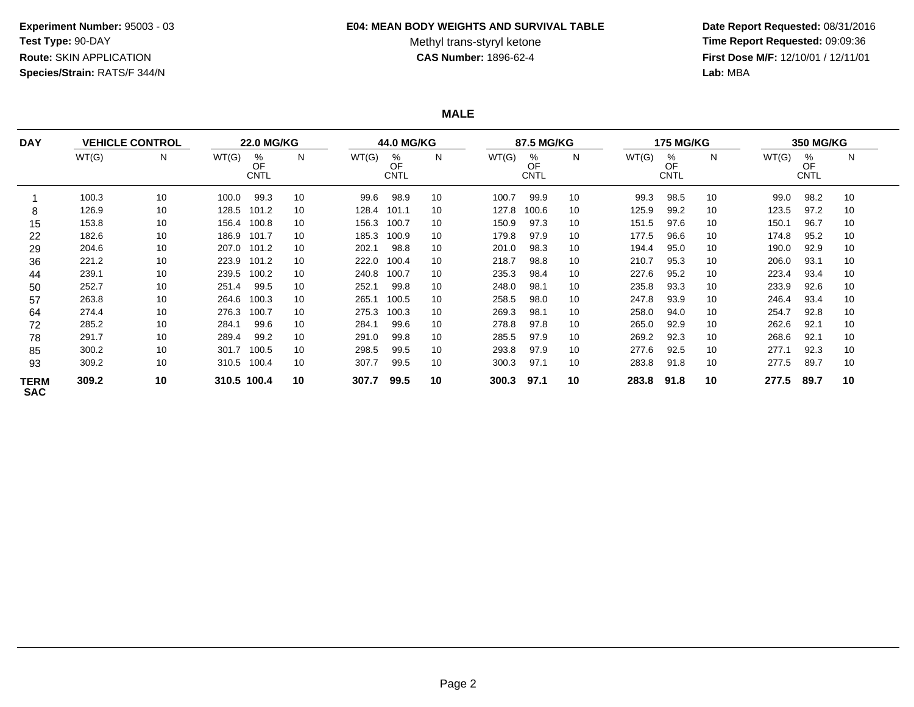**Experiment Number:** 95003 - 03
**Test Type:** 90-DAY
**Route:** SKIN APPLICATION
**Species/Strain:** RATS/F 344/N

**E04: MEAN BODY WEIGHTS AND SURVIVAL TABLE**
Methyl trans-styryl ketone
**CAS Number:** 1896-62-4

**Date Report Requested:** 08/31/2016
**Time Report Requested:** 09:09:36
**First Dose M/F:** 12/10/01 / 12/11/01
**Lab:** MBA

**MALE**

| DAY | VEHICLE CONTROL | | 22.0 MG/KG | | | 44.0 MG/KG | | | 87.5 MG/KG | | | 175 MG/KG | | | 350 MG/KG | | |
|---|---|---|---|---|---|---|---|---|---|---|---|---|---|---|---|---|---|
| | WT(G) | N | WT(G) | % OF CNTL | N | WT(G) | % OF CNTL | N | WT(G) | % OF CNTL | N | WT(G) | % OF CNTL | N | WT(G) | % OF CNTL | N |
| 1 | 100.3 | 10 | 100.0 | 99.3 | 10 | 99.6 | 98.9 | 10 | 100.7 | 99.9 | 10 | 99.3 | 98.5 | 10 | 99.0 | 98.2 | 10 |
| 8 | 126.9 | 10 | 128.5 | 101.2 | 10 | 128.4 | 101.1 | 10 | 127.8 | 100.6 | 10 | 125.9 | 99.2 | 10 | 123.5 | 97.2 | 10 |
| 15 | 153.8 | 10 | 156.4 | 100.8 | 10 | 156.3 | 100.7 | 10 | 150.9 | 97.3 | 10 | 151.5 | 97.6 | 10 | 150.1 | 96.7 | 10 |
| 22 | 182.6 | 10 | 186.9 | 101.7 | 10 | 185.3 | 100.9 | 10 | 179.8 | 97.9 | 10 | 177.5 | 96.6 | 10 | 174.8 | 95.2 | 10 |
| 29 | 204.6 | 10 | 207.0 | 101.2 | 10 | 202.1 | 98.8 | 10 | 201.0 | 98.3 | 10 | 194.4 | 95.0 | 10 | 190.0 | 92.9 | 10 |
| 36 | 221.2 | 10 | 223.9 | 101.2 | 10 | 222.0 | 100.4 | 10 | 218.7 | 98.8 | 10 | 210.7 | 95.3 | 10 | 206.0 | 93.1 | 10 |
| 44 | 239.1 | 10 | 239.5 | 100.2 | 10 | 240.8 | 100.7 | 10 | 235.3 | 98.4 | 10 | 227.6 | 95.2 | 10 | 223.4 | 93.4 | 10 |
| 50 | 252.7 | 10 | 251.4 | 99.5 | 10 | 252.1 | 99.8 | 10 | 248.0 | 98.1 | 10 | 235.8 | 93.3 | 10 | 233.9 | 92.6 | 10 |
| 57 | 263.8 | 10 | 264.6 | 100.3 | 10 | 265.1 | 100.5 | 10 | 258.5 | 98.0 | 10 | 247.8 | 93.9 | 10 | 246.4 | 93.4 | 10 |
| 64 | 274.4 | 10 | 276.3 | 100.7 | 10 | 275.3 | 100.3 | 10 | 269.3 | 98.1 | 10 | 258.0 | 94.0 | 10 | 254.7 | 92.8 | 10 |
| 72 | 285.2 | 10 | 284.1 | 99.6 | 10 | 284.1 | 99.6 | 10 | 278.8 | 97.8 | 10 | 265.0 | 92.9 | 10 | 262.6 | 92.1 | 10 |
| 78 | 291.7 | 10 | 289.4 | 99.2 | 10 | 291.0 | 99.8 | 10 | 285.5 | 97.9 | 10 | 269.2 | 92.3 | 10 | 268.6 | 92.1 | 10 |
| 85 | 300.2 | 10 | 301.7 | 100.5 | 10 | 298.5 | 99.5 | 10 | 293.8 | 97.9 | 10 | 277.6 | 92.5 | 10 | 277.1 | 92.3 | 10 |
| 93 | 309.2 | 10 | 310.5 | 100.4 | 10 | 307.7 | 99.5 | 10 | 300.3 | 97.1 | 10 | 283.8 | 91.8 | 10 | 277.5 | 89.7 | 10 |
| **TERM SAC** | **309.2** | **10** | **310.5** | **100.4** | **10** | **307.7** | **99.5** | **10** | **300.3** | **97.1** | **10** | **283.8** | **91.8** | **10** | **277.5** | **89.7** | **10** |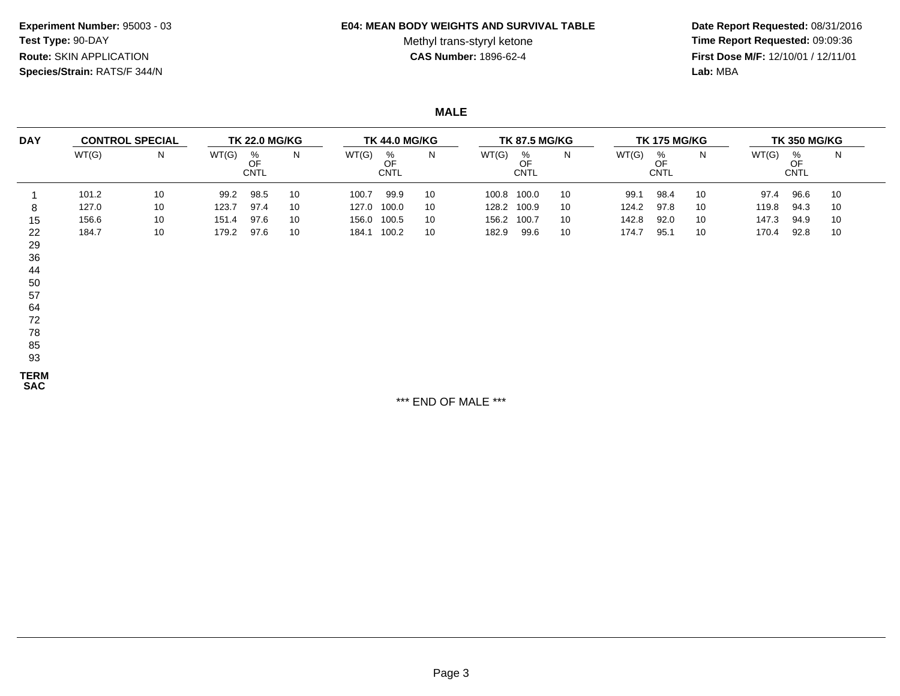**Experiment Number:** 95003 - 03
**Test Type:** 90-DAY
**Route:** SKIN APPLICATION
**Species/Strain:** RATS/F 344/N

**E04: MEAN BODY WEIGHTS AND SURVIVAL TABLE**
Methyl trans-styryl ketone
**CAS Number:** 1896-62-4

**Date Report Requested:** 08/31/2016
**Time Report Requested:** 09:09:36
**First Dose M/F:** 12/10/01 / 12/11/01
**Lab:** MBA

## MALE

| DAY | CONTROL SPECIAL | | TK 22.0 MG/KG | | | TK 44.0 MG/KG | | | TK 87.5 MG/KG | | | TK 175 MG/KG | | | TK 350 MG/KG | | |
|---|---|---|---|---|---|---|---|---|---|---|---|---|---|---|---|---|---|
| | WT(G) | N | WT(G) | % OF CNTL | N | WT(G) | % OF CNTL | N | WT(G) | % OF CNTL | N | WT(G) | % OF CNTL | N | WT(G) | % OF CNTL | N |
| 1 | 101.2 | 10 | 99.2 | 98.5 | 10 | 100.7 | 99.9 | 10 | 100.8 | 100.0 | 10 | 99.1 | 98.4 | 10 | 97.4 | 96.6 | 10 |
| 8 | 127.0 | 10 | 123.7 | 97.4 | 10 | 127.0 | 100.0 | 10 | 128.2 | 100.9 | 10 | 124.2 | 97.8 | 10 | 119.8 | 94.3 | 10 |
| 15 | 156.6 | 10 | 151.4 | 97.6 | 10 | 156.0 | 100.5 | 10 | 156.2 | 100.7 | 10 | 142.8 | 92.0 | 10 | 147.3 | 94.9 | 10 |
| 22 | 184.7 | 10 | 179.2 | 97.6 | 10 | 184.1 | 100.2 | 10 | 182.9 | 99.6 | 10 | 174.7 | 95.1 | 10 | 170.4 | 92.8 | 10 |
| 29 | | | | | | | | | | | | | | | | | |
| 36 | | | | | | | | | | | | | | | | | |
| 44 | | | | | | | | | | | | | | | | | |
| 50 | | | | | | | | | | | | | | | | | |
| 57 | | | | | | | | | | | | | | | | | |
| 64 | | | | | | | | | | | | | | | | | |
| 72 | | | | | | | | | | | | | | | | | |
| 78 | | | | | | | | | | | | | | | | | |
| 85 | | | | | | | | | | | | | | | | | |
| 93 | | | | | | | | | | | | | | | | | |
| TERM SAC | | | | | | | | | | | | | | | | | |

*** END OF MALE ***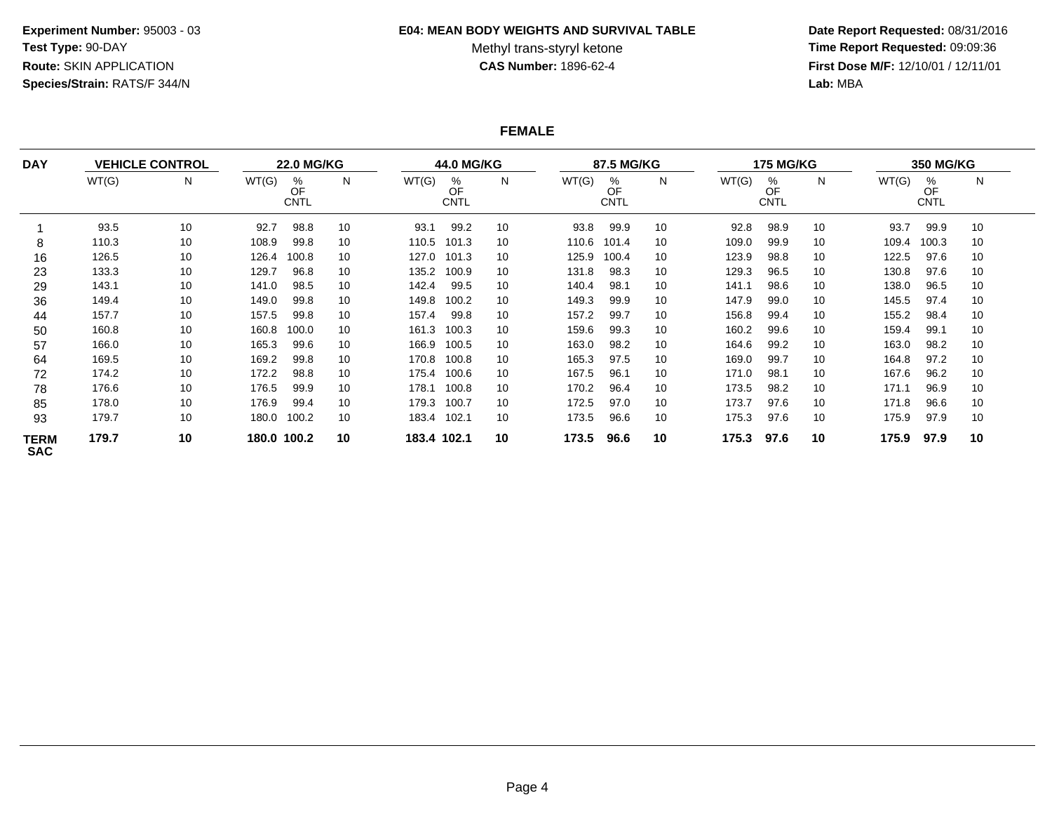**Experiment Number:** 95003 - 03
**Test Type:** 90-DAY
**Route:** SKIN APPLICATION
**Species/Strain:** RATS/F 344/N

**E04: MEAN BODY WEIGHTS AND SURVIVAL TABLE**
Methyl trans-styryl ketone
**CAS Number:** 1896-62-4

**Date Report Requested:** 08/31/2016
**Time Report Requested:** 09:09:36
**First Dose M/F:** 12/10/01 / 12/11/01
**Lab:** MBA

## FEMALE

| DAY | VEHICLE CONTROL | | 22.0 MG/KG | | | 44.0 MG/KG | | | 87.5 MG/KG | | | 175 MG/KG | | | 350 MG/KG | | |
|---|---|---|---|---|---|---|---|---|---|---|---|---|---|---|---|---|---|
| | WT(G) | N | WT(G) | % OF CNTL | N | WT(G) | % OF CNTL | N | WT(G) | % OF CNTL | N | WT(G) | % OF CNTL | N | WT(G) | % OF CNTL | N |
| 1 | 93.5 | 10 | 92.7 | 98.8 | 10 | 93.1 | 99.2 | 10 | 93.8 | 99.9 | 10 | 92.8 | 98.9 | 10 | 93.7 | 99.9 | 10 |
| 8 | 110.3 | 10 | 108.9 | 99.8 | 10 | 110.5 | 101.3 | 10 | 110.6 | 101.4 | 10 | 109.0 | 99.9 | 10 | 109.4 | 100.3 | 10 |
| 16 | 126.5 | 10 | 126.4 | 100.8 | 10 | 127.0 | 101.3 | 10 | 125.9 | 100.4 | 10 | 123.9 | 98.8 | 10 | 122.5 | 97.6 | 10 |
| 23 | 133.3 | 10 | 129.7 | 96.8 | 10 | 135.2 | 100.9 | 10 | 131.8 | 98.3 | 10 | 129.3 | 96.5 | 10 | 130.8 | 97.6 | 10 |
| 29 | 143.1 | 10 | 141.0 | 98.5 | 10 | 142.4 | 99.5 | 10 | 140.4 | 98.1 | 10 | 141.1 | 98.6 | 10 | 138.0 | 96.5 | 10 |
| 36 | 149.4 | 10 | 149.0 | 99.8 | 10 | 149.8 | 100.2 | 10 | 149.3 | 99.9 | 10 | 147.9 | 99.0 | 10 | 145.5 | 97.4 | 10 |
| 44 | 157.7 | 10 | 157.5 | 99.8 | 10 | 157.4 | 99.8 | 10 | 157.2 | 99.7 | 10 | 156.8 | 99.4 | 10 | 155.2 | 98.4 | 10 |
| 50 | 160.8 | 10 | 160.8 | 100.0 | 10 | 161.3 | 100.3 | 10 | 159.6 | 99.3 | 10 | 160.2 | 99.6 | 10 | 159.4 | 99.1 | 10 |
| 57 | 166.0 | 10 | 165.3 | 99.6 | 10 | 166.9 | 100.5 | 10 | 163.0 | 98.2 | 10 | 164.6 | 99.2 | 10 | 163.0 | 98.2 | 10 |
| 64 | 169.5 | 10 | 169.2 | 99.8 | 10 | 170.8 | 100.8 | 10 | 165.3 | 97.5 | 10 | 169.0 | 99.7 | 10 | 164.8 | 97.2 | 10 |
| 72 | 174.2 | 10 | 172.2 | 98.8 | 10 | 175.4 | 100.6 | 10 | 167.5 | 96.1 | 10 | 171.0 | 98.1 | 10 | 167.6 | 96.2 | 10 |
| 78 | 176.6 | 10 | 176.5 | 99.9 | 10 | 178.1 | 100.8 | 10 | 170.2 | 96.4 | 10 | 173.5 | 98.2 | 10 | 171.1 | 96.9 | 10 |
| 85 | 178.0 | 10 | 176.9 | 99.4 | 10 | 179.3 | 100.7 | 10 | 172.5 | 97.0 | 10 | 173.7 | 97.6 | 10 | 171.8 | 96.6 | 10 |
| 93 | 179.7 | 10 | 180.0 | 100.2 | 10 | 183.4 | 102.1 | 10 | 173.5 | 96.6 | 10 | 175.3 | 97.6 | 10 | 175.9 | 97.9 | 10 |
| **TERM SAC** | **179.7** | **10** | **180.0** | **100.2** | **10** | **183.4** | **102.1** | **10** | **173.5** | **96.6** | **10** | **175.3** | **97.6** | **10** | **175.9** | **97.9** | **10** |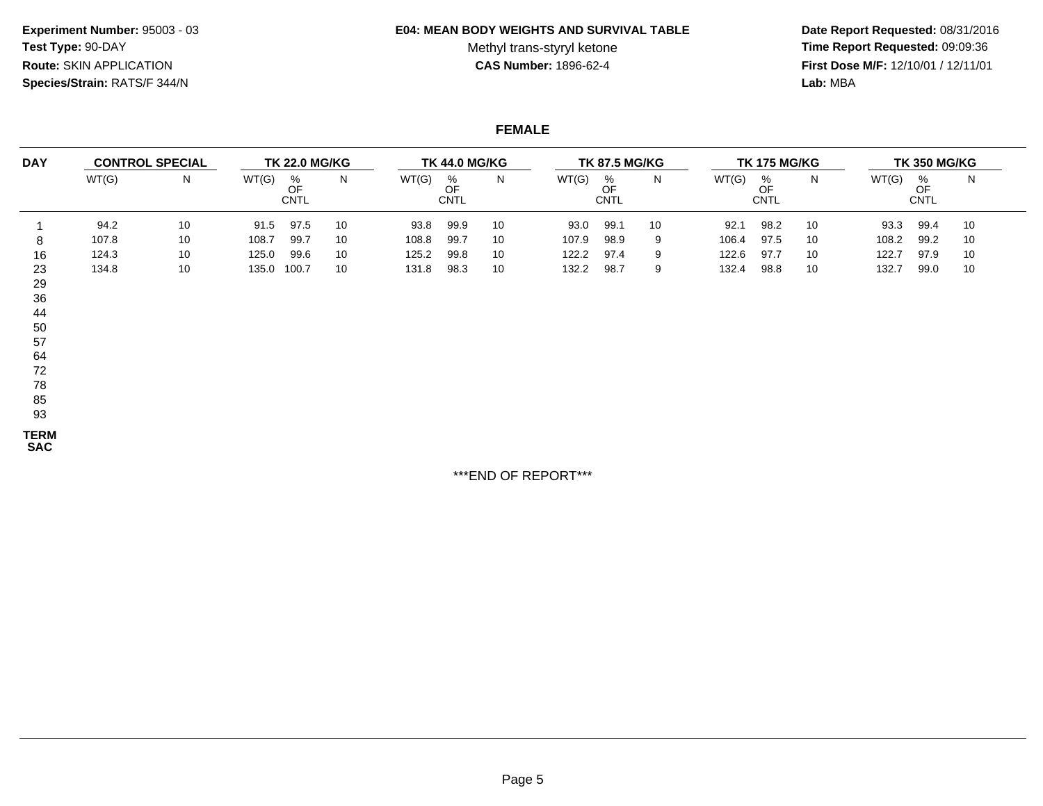**Experiment Number:** 95003 - 03
**Test Type:** 90-DAY
**Route:** SKIN APPLICATION
**Species/Strain:** RATS/F 344/N

**E04: MEAN BODY WEIGHTS AND SURVIVAL TABLE**
Methyl trans-styryl ketone
**CAS Number:** 1896-62-4

**Date Report Requested:** 08/31/2016
**Time Report Requested:** 09:09:36
**First Dose M/F:** 12/10/01 / 12/11/01
**Lab:** MBA

## FEMALE

| DAY | CONTROL SPECIAL | | TK 22.0 MG/KG | | | TK 44.0 MG/KG | | | TK 87.5 MG/KG | | | TK 175 MG/KG | | | TK 350 MG/KG | | |
|---|---|---|---|---|---|---|---|---|---|---|---|---|---|---|---|---|---|
| | WT(G) | N | WT(G) | % OF CNTL | N | WT(G) | % OF CNTL | N | WT(G) | % OF CNTL | N | WT(G) | % OF CNTL | N | WT(G) | % OF CNTL | N |
| 1 | 94.2 | 10 | 91.5 | 97.5 | 10 | 93.8 | 99.9 | 10 | 93.0 | 99.1 | 10 | 92.1 | 98.2 | 10 | 93.3 | 99.4 | 10 |
| 8 | 107.8 | 10 | 108.7 | 99.7 | 10 | 108.8 | 99.7 | 10 | 107.9 | 98.9 | 9 | 106.4 | 97.5 | 10 | 108.2 | 99.2 | 10 |
| 16 | 124.3 | 10 | 125.0 | 99.6 | 10 | 125.2 | 99.8 | 10 | 122.2 | 97.4 | 9 | 122.6 | 97.7 | 10 | 122.7 | 97.9 | 10 |
| 23 | 134.8 | 10 | 135.0 | 100.7 | 10 | 131.8 | 98.3 | 10 | 132.2 | 98.7 | 9 | 132.4 | 98.8 | 10 | 132.7 | 99.0 | 10 |
| 29 | | | | | | | | | | | | | | | | | |
| 36 | | | | | | | | | | | | | | | | | |
| 44 | | | | | | | | | | | | | | | | | |
| 50 | | | | | | | | | | | | | | | | | |
| 57 | | | | | | | | | | | | | | | | | |
| 64 | | | | | | | | | | | | | | | | | |
| 72 | | | | | | | | | | | | | | | | | |
| 78 | | | | | | | | | | | | | | | | | |
| 85 | | | | | | | | | | | | | | | | | |
| 93 | | | | | | | | | | | | | | | | | |
| **TERM SAC** | | | | | | | | | | | | | | | | | |

***END OF REPORT***